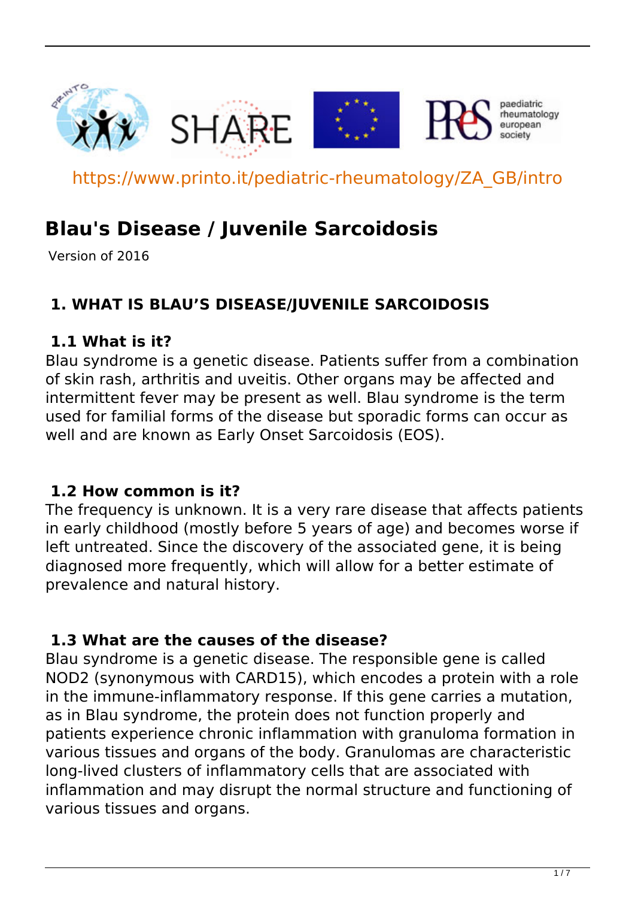https://www.printo.it/pediatric-rheumatology/ZA_GB/intro

# Blau's Disease / Juvenile Sarcoidosis

Version of 2016

## 1. WHAT IS BLAU'S DISEASE/JUVENILE SARCOIDOSIS

### 1.1 What is it?

Blau syndrome is a genetic disease. Patients suffer from a combination of skin rash, arthritis and uveitis. Other organs may be affected and intermittent fever may be present as well. Blau syndrome is the term used for familial forms of the disease but sporadic forms can occur as well and are known as Early Onset Sarcoidosis (EOS).

### 1.2 How common is it?

The frequency is unknown. It is a very rare disease that affects patients in early childhood (mostly before 5 years of age) and becomes worse if left untreated. Since the discovery of the associated gene, it is being diagnosed more frequently, which will allow for a better estimate of prevalence and natural history.

### 1.3 What are the causes of the disease?

Blau syndrome is a genetic disease. The responsible gene is called NOD2 (synonymous with CARD15), which encodes a protein with a role in the immune-inflammatory response. If this gene carries a mutation, as in Blau syndrome, the protein does not function properly and patients experience chronic inflammation with granuloma formation in various tissues and organs of the body. Granulomas are characteristic long-lived clusters of inflammatory cells that are associated with inflammation and may disrupt the normal structure and functioning of various tissues and organs.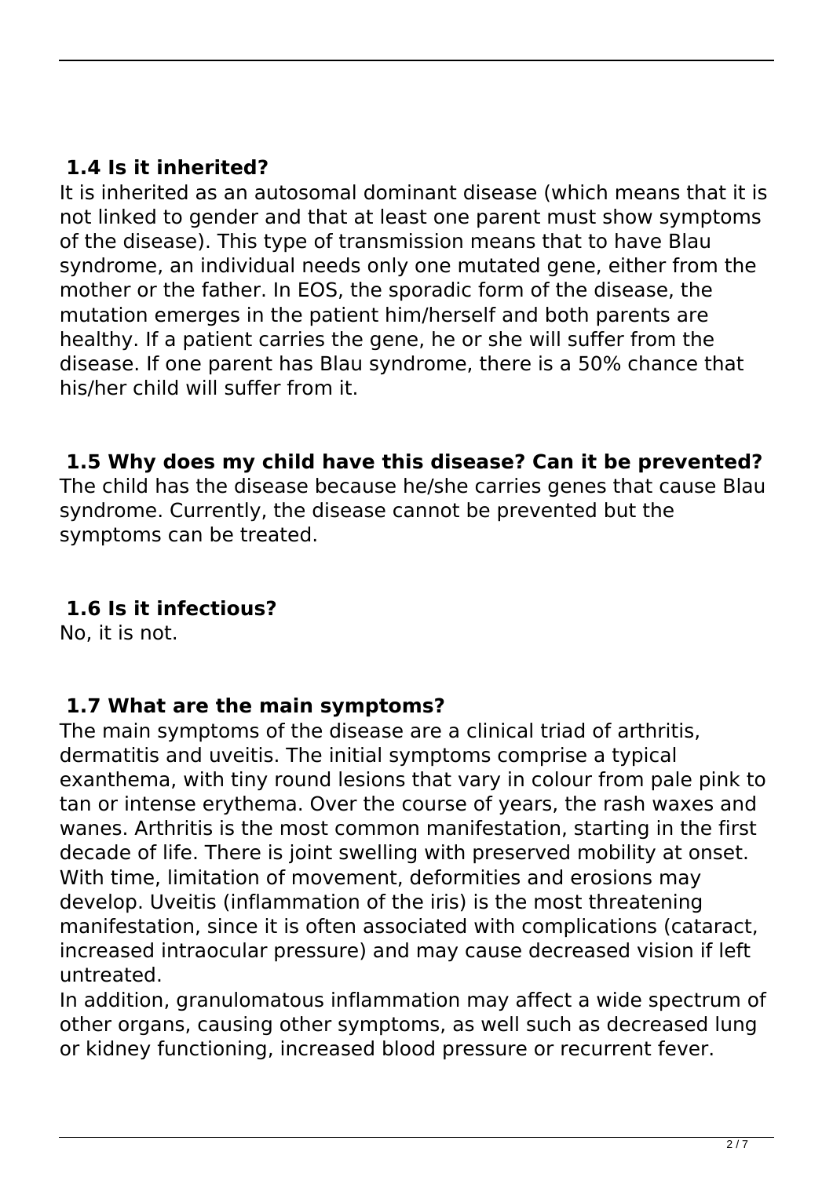### 1.4 Is it inherited?

It is inherited as an autosomal dominant disease (which means that it is not linked to gender and that at least one parent must show symptoms of the disease). This type of transmission means that to have Blau syndrome, an individual needs only one mutated gene, either from the mother or the father. In EOS, the sporadic form of the disease, the mutation emerges in the patient him/herself and both parents are healthy. If a patient carries the gene, he or she will suffer from the disease. If one parent has Blau syndrome, there is a 50% chance that his/her child will suffer from it.

### 1.5 Why does my child have this disease? Can it be prevented?

The child has the disease because he/she carries genes that cause Blau syndrome. Currently, the disease cannot be prevented but the symptoms can be treated.

### 1.6 Is it infectious?

No, it is not.

### 1.7 What are the main symptoms?

The main symptoms of the disease are a clinical triad of arthritis, dermatitis and uveitis. The initial symptoms comprise a typical exanthema, with tiny round lesions that vary in colour from pale pink to tan or intense erythema. Over the course of years, the rash waxes and wanes. Arthritis is the most common manifestation, starting in the first decade of life. There is joint swelling with preserved mobility at onset. With time, limitation of movement, deformities and erosions may develop. Uveitis (inflammation of the iris) is the most threatening manifestation, since it is often associated with complications (cataract, increased intraocular pressure) and may cause decreased vision if left untreated.

In addition, granulomatous inflammation may affect a wide spectrum of other organs, causing other symptoms, as well such as decreased lung or kidney functioning, increased blood pressure or recurrent fever.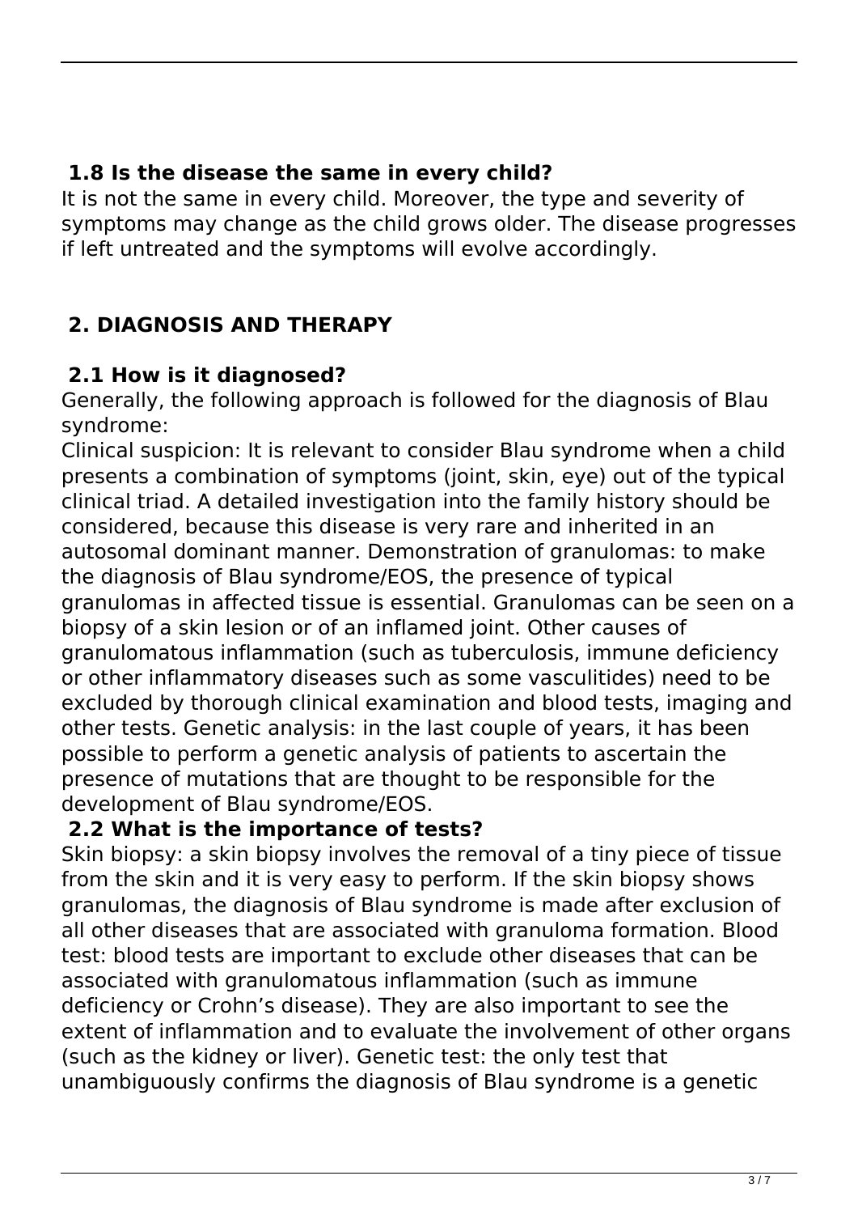### 1.8 Is the disease the same in every child?

It is not the same in every child. Moreover, the type and severity of symptoms may change as the child grows older. The disease progresses if left untreated and the symptoms will evolve accordingly.

## 2. DIAGNOSIS AND THERAPY

### 2.1 How is it diagnosed?

Generally, the following approach is followed for the diagnosis of Blau syndrome:
Clinical suspicion: It is relevant to consider Blau syndrome when a child presents a combination of symptoms (joint, skin, eye) out of the typical clinical triad. A detailed investigation into the family history should be considered, because this disease is very rare and inherited in an autosomal dominant manner. Demonstration of granulomas: to make the diagnosis of Blau syndrome/EOS, the presence of typical granulomas in affected tissue is essential. Granulomas can be seen on a biopsy of a skin lesion or of an inflamed joint. Other causes of granulomatous inflammation (such as tuberculosis, immune deficiency or other inflammatory diseases such as some vasculitides) need to be excluded by thorough clinical examination and blood tests, imaging and other tests. Genetic analysis: in the last couple of years, it has been possible to perform a genetic analysis of patients to ascertain the presence of mutations that are thought to be responsible for the development of Blau syndrome/EOS.

### 2.2 What is the importance of tests?

Skin biopsy: a skin biopsy involves the removal of a tiny piece of tissue from the skin and it is very easy to perform. If the skin biopsy shows granulomas, the diagnosis of Blau syndrome is made after exclusion of all other diseases that are associated with granuloma formation. Blood test: blood tests are important to exclude other diseases that can be associated with granulomatous inflammation (such as immune deficiency or Crohn's disease). They are also important to see the extent of inflammation and to evaluate the involvement of other organs (such as the kidney or liver). Genetic test: the only test that unambiguously confirms the diagnosis of Blau syndrome is a genetic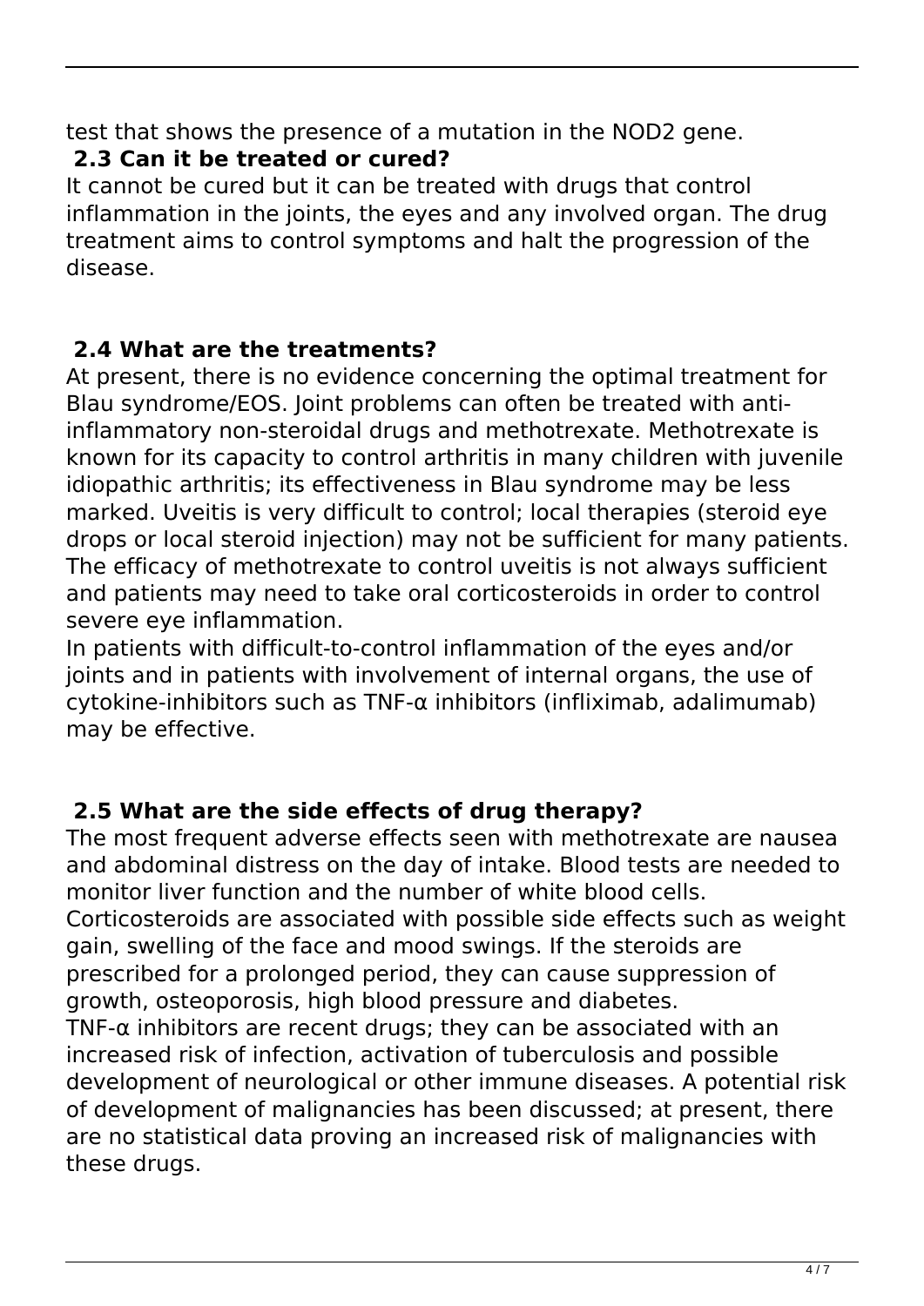test that shows the presence of a mutation in the NOD2 gene.

### 2.3 Can it be treated or cured?

It cannot be cured but it can be treated with drugs that control inflammation in the joints, the eyes and any involved organ. The drug treatment aims to control symptoms and halt the progression of the disease.

### 2.4 What are the treatments?

At present, there is no evidence concerning the optimal treatment for Blau syndrome/EOS. Joint problems can often be treated with anti-inflammatory non-steroidal drugs and methotrexate. Methotrexate is known for its capacity to control arthritis in many children with juvenile idiopathic arthritis; its effectiveness in Blau syndrome may be less marked. Uveitis is very difficult to control; local therapies (steroid eye drops or local steroid injection) may not be sufficient for many patients. The efficacy of methotrexate to control uveitis is not always sufficient and patients may need to take oral corticosteroids in order to control severe eye inflammation.

In patients with difficult-to-control inflammation of the eyes and/or joints and in patients with involvement of internal organs, the use of cytokine-inhibitors such as TNF-α inhibitors (infliximab, adalimumab) may be effective.

### 2.5 What are the side effects of drug therapy?

The most frequent adverse effects seen with methotrexate are nausea and abdominal distress on the day of intake. Blood tests are needed to monitor liver function and the number of white blood cells.

Corticosteroids are associated with possible side effects such as weight gain, swelling of the face and mood swings. If the steroids are prescribed for a prolonged period, they can cause suppression of growth, osteoporosis, high blood pressure and diabetes.

TNF-α inhibitors are recent drugs; they can be associated with an increased risk of infection, activation of tuberculosis and possible development of neurological or other immune diseases. A potential risk of development of malignancies has been discussed; at present, there are no statistical data proving an increased risk of malignancies with these drugs.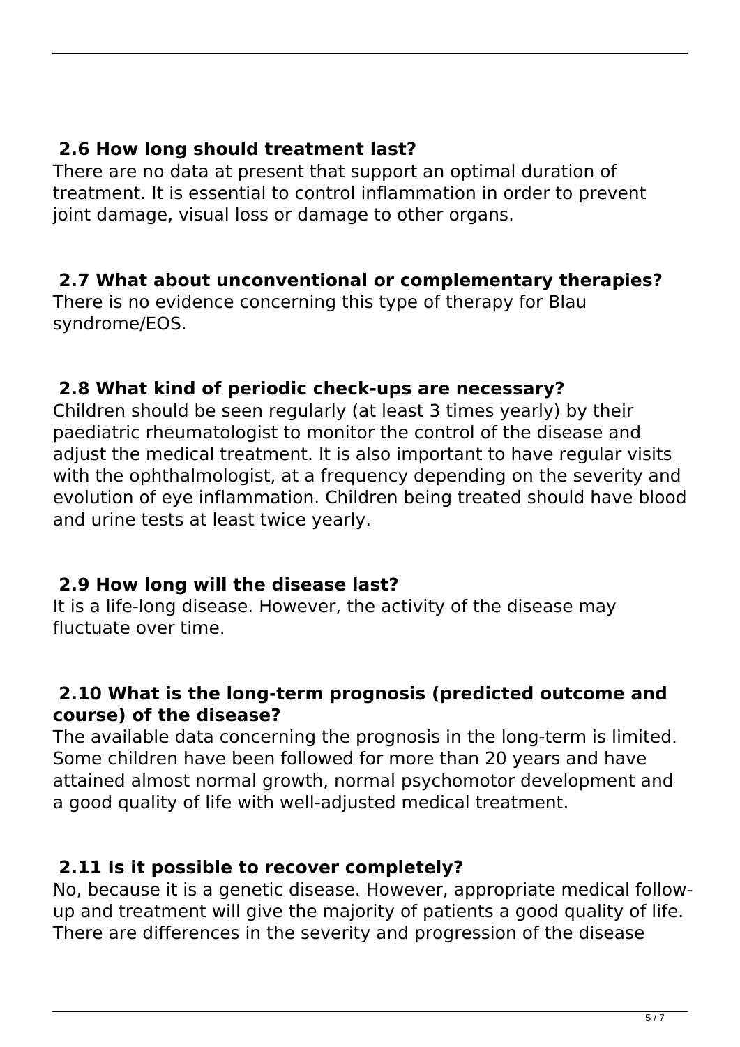### 2.6 How long should treatment last?

There are no data at present that support an optimal duration of treatment. It is essential to control inflammation in order to prevent joint damage, visual loss or damage to other organs.

### 2.7 What about unconventional or complementary therapies?

There is no evidence concerning this type of therapy for Blau syndrome/EOS.

### 2.8 What kind of periodic check-ups are necessary?

Children should be seen regularly (at least 3 times yearly) by their paediatric rheumatologist to monitor the control of the disease and adjust the medical treatment. It is also important to have regular visits with the ophthalmologist, at a frequency depending on the severity and evolution of eye inflammation. Children being treated should have blood and urine tests at least twice yearly.

### 2.9 How long will the disease last?

It is a life-long disease. However, the activity of the disease may fluctuate over time.

### 2.10 What is the long-term prognosis (predicted outcome and course) of the disease?

The available data concerning the prognosis in the long-term is limited. Some children have been followed for more than 20 years and have attained almost normal growth, normal psychomotor development and a good quality of life with well-adjusted medical treatment.

### 2.11 Is it possible to recover completely?

No, because it is a genetic disease. However, appropriate medical follow-up and treatment will give the majority of patients a good quality of life. There are differences in the severity and progression of the disease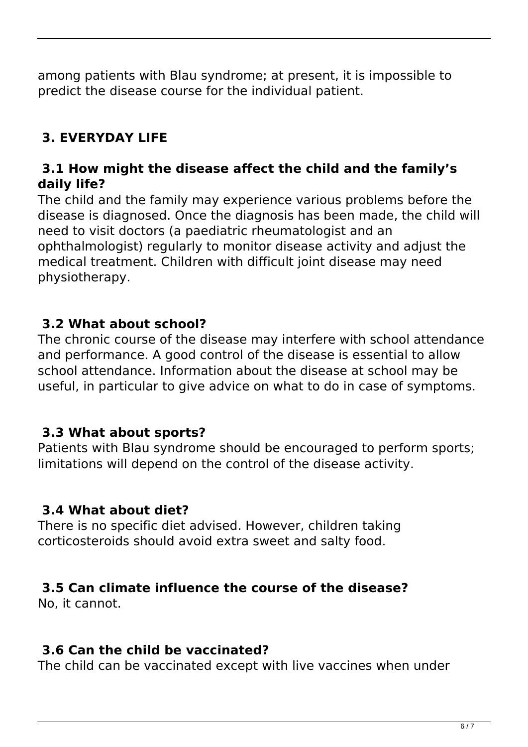among patients with Blau syndrome; at present, it is impossible to predict the disease course for the individual patient.

## 3. EVERYDAY LIFE

### 3.1 How might the disease affect the child and the family's daily life?

The child and the family may experience various problems before the disease is diagnosed. Once the diagnosis has been made, the child will need to visit doctors (a paediatric rheumatologist and an ophthalmologist) regularly to monitor disease activity and adjust the medical treatment. Children with difficult joint disease may need physiotherapy.

### 3.2 What about school?

The chronic course of the disease may interfere with school attendance and performance. A good control of the disease is essential to allow school attendance. Information about the disease at school may be useful, in particular to give advice on what to do in case of symptoms.

### 3.3 What about sports?

Patients with Blau syndrome should be encouraged to perform sports; limitations will depend on the control of the disease activity.

### 3.4 What about diet?

There is no specific diet advised. However, children taking corticosteroids should avoid extra sweet and salty food.

### 3.5 Can climate influence the course of the disease?

No, it cannot.

### 3.6 Can the child be vaccinated?

The child can be vaccinated except with live vaccines when under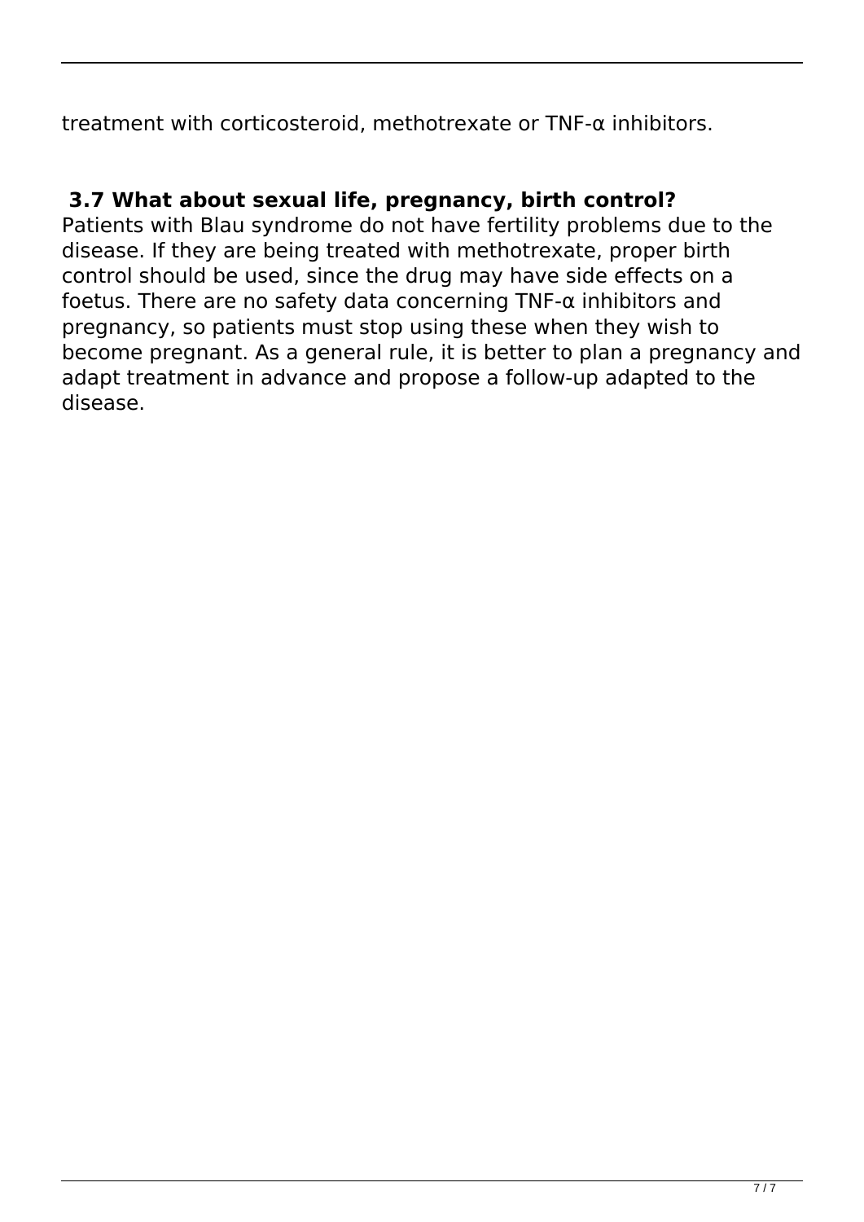treatment with corticosteroid, methotrexate or TNF-α inhibitors.

### 3.7 What about sexual life, pregnancy, birth control?

Patients with Blau syndrome do not have fertility problems due to the disease. If they are being treated with methotrexate, proper birth control should be used, since the drug may have side effects on a foetus. There are no safety data concerning TNF-α inhibitors and pregnancy, so patients must stop using these when they wish to become pregnant. As a general rule, it is better to plan a pregnancy and adapt treatment in advance and propose a follow-up adapted to the disease.